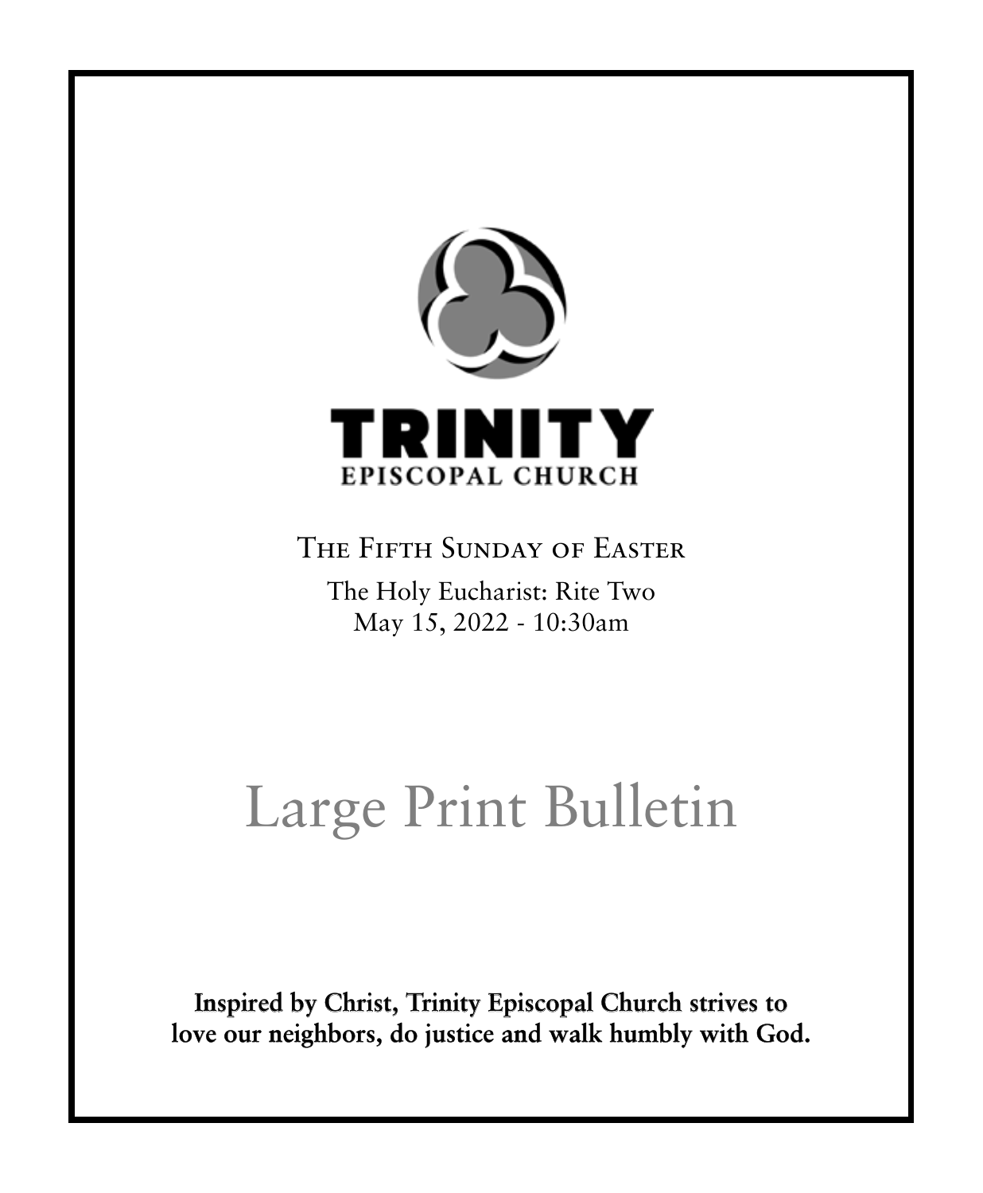# TRINITY

EPISCOPAL CHURCH

## The Fifth Sunday of Easter

The Holy Eucharist: Rite Two
May 15, 2022 - 10:30am

# Large Print Bulletin

**Inspired by Christ, Trinity Episcopal Church strives to love our neighbors, do justice and walk humbly with God.**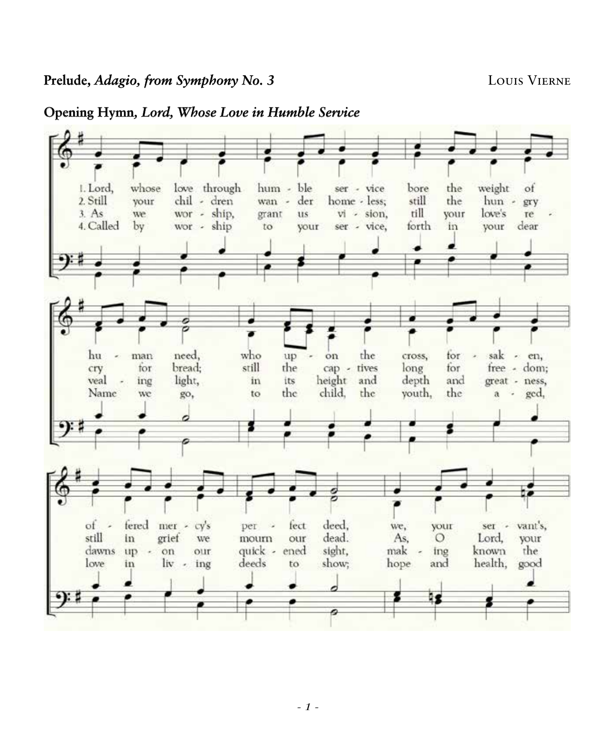**Prelude, *Adagio, from Symphony No. 3*** LOUIS VIERNE

**Opening Hymn, *Lord, Whose Love in Humble Service***

1. Lord, whose love through humble service bore the weight of human need, who upon the cross, forsaken, offered mercy's perfect deed, we, your servant's,
2. Still your children wander homeless; still the hungry cry for bread; still the captives long for freedom; still in grief we mourn our dead. As, O Lord, your
3. As we worship, grant us vision, till your love's revealing light, in its height and depth and greatness, dawns upon our quickened sight, making known the
4. Called by worship to your service, forth in your dear Name we go, to the child, the youth, the aged, love in living deeds to show; hope and health, good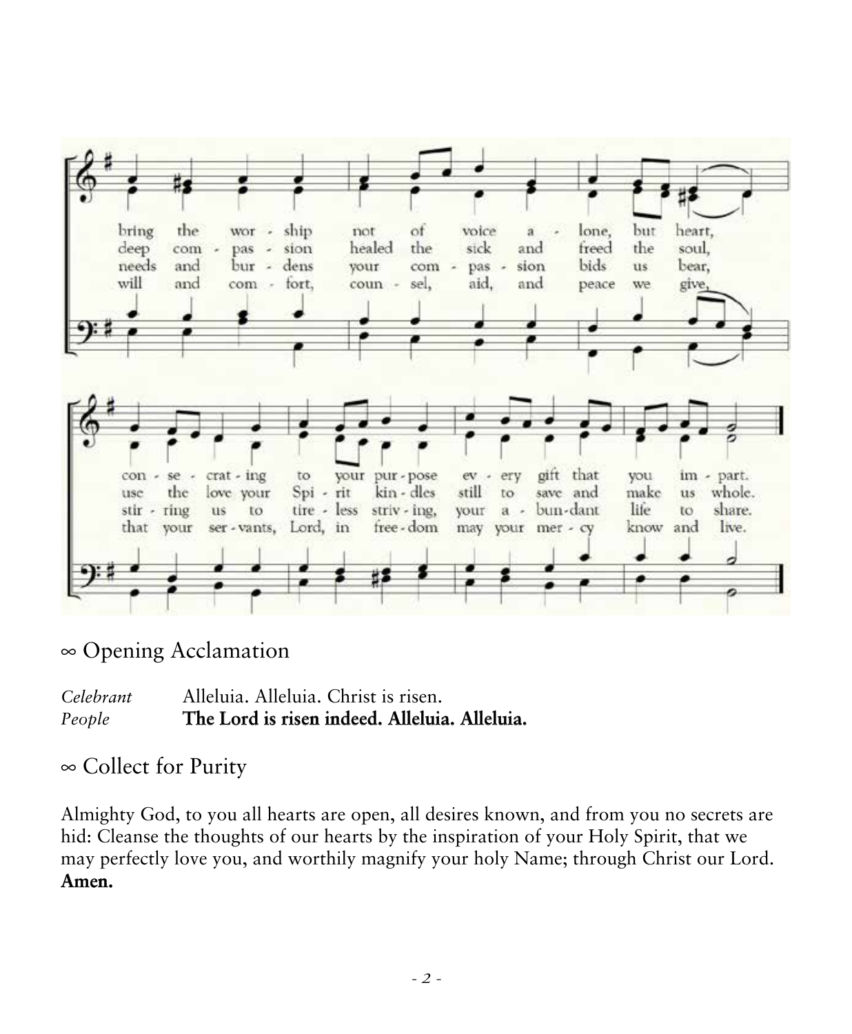bring the wor - ship not of voice a - lone, but heart,
deep com - pas - sion healed the sick and freed the soul,
needs and bur - dens your com - pas - sion bids us bear,
will and com - fort, coun - sel, aid, and peace we give,

con - se - crat - ing to your pur - pose ev - ery gift that you im - part.
use the love your Spi - rit kin - dles still to save and make us whole.
stir - ring us to tire - less striv - ing, your a - bun - dant life to share.
that your ser - vants, Lord, in free - dom may your mer - cy know and live.

## ∞ Opening Acclamation

*Celebrant* Alleluia. Alleluia. Christ is risen.
*People* **The Lord is risen indeed. Alleluia. Alleluia.**

## ∞ Collect for Purity

Almighty God, to you all hearts are open, all desires known, and from you no secrets are hid: Cleanse the thoughts of our hearts by the inspiration of your Holy Spirit, that we may perfectly love you, and worthily magnify your holy Name; through Christ our Lord. **Amen.**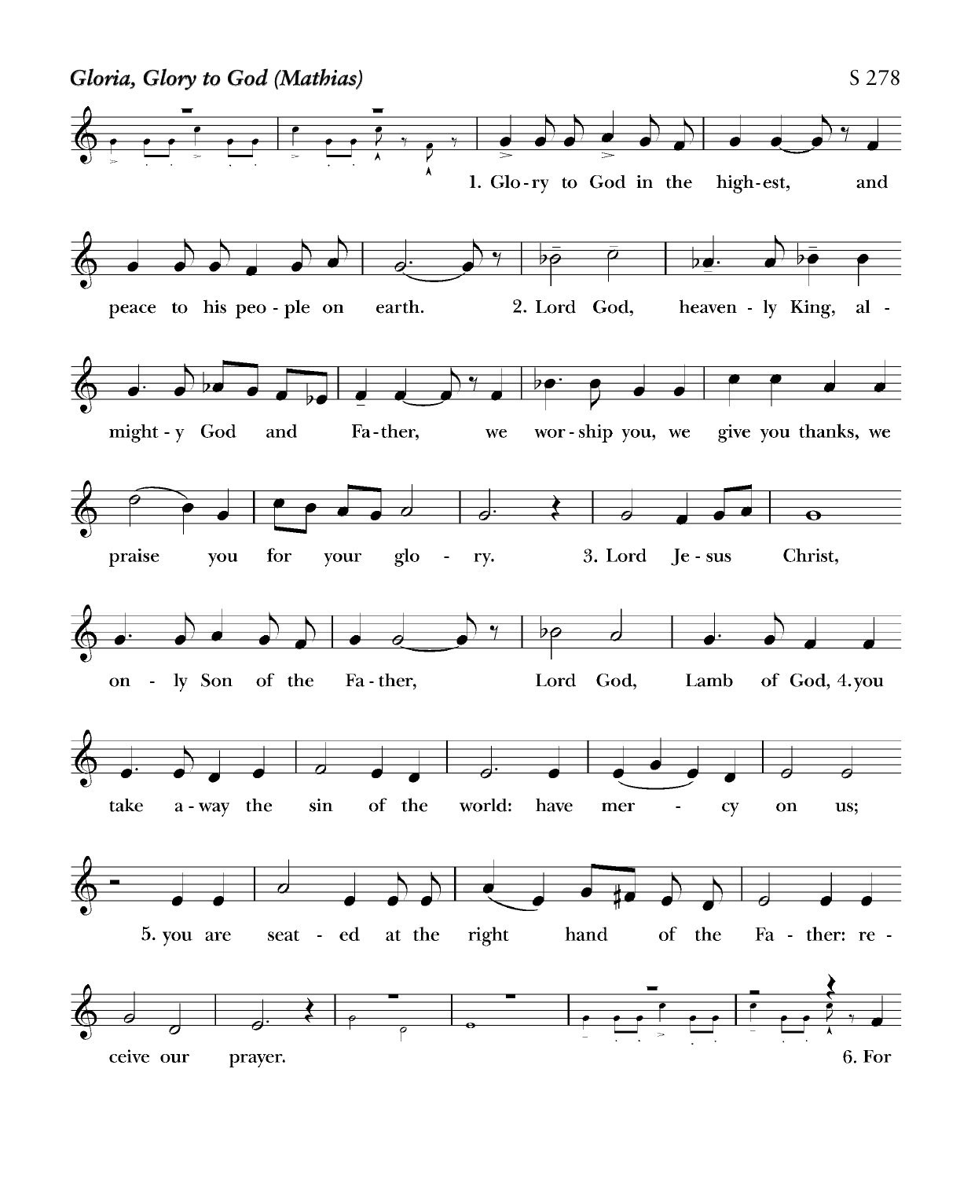*Gloria, Glory to God (Mathias)*

S 278

1. Glo - ry to God in the high - est, and peace to his peo - ple on earth. 2. Lord God, heaven - ly King, al - might - y God and Fa - ther, we wor - ship you, we give you thanks, we praise you for your glo - ry. 3. Lord Je - sus Christ, on - ly Son of the Fa - ther, Lord God, Lamb of God, 4. you take a - way the sin of the world: have mer - cy on us; 5. you are seat - ed at the right hand of the Fa - ther: re - ceive our prayer. 6. For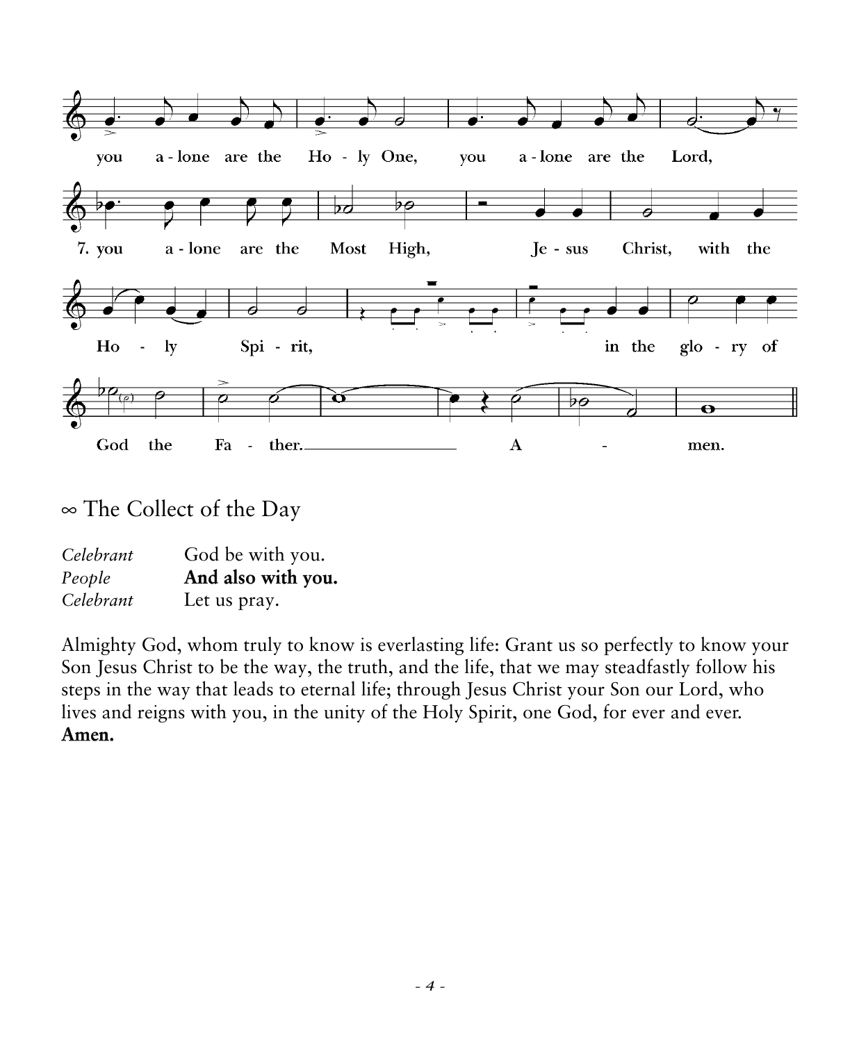you a-lone are the Ho-ly One, you a-lone are the Lord,

7. you a-lone are the Most High, Je-sus Christ, with the

Ho-ly Spi-rit, in the glo-ry of

God the Fa-ther. A-men.

## ∞ The Collect of the Day

| | |
|---|---|
| *Celebrant* | God be with you. |
| *People* | **And also with you.** |
| *Celebrant* | Let us pray. |

Almighty God, whom truly to know is everlasting life: Grant us so perfectly to know your Son Jesus Christ to be the way, the truth, and the life, that we may steadfastly follow his steps in the way that leads to eternal life; through Jesus Christ your Son our Lord, who lives and reigns with you, in the unity of the Holy Spirit, one God, for ever and ever. **Amen.**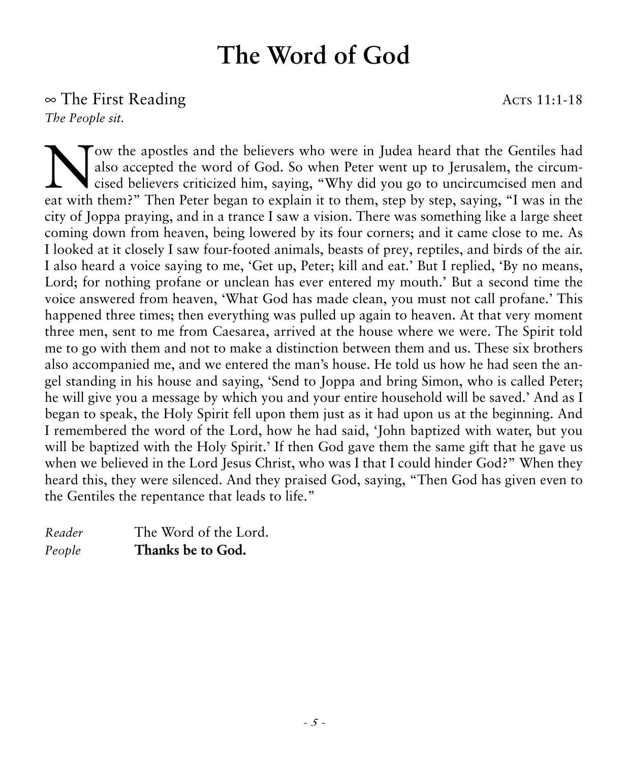# The Word of God

∞ The First Reading — Acts 11:1-18

*The People sit.*

Now the apostles and the believers who were in Judea heard that the Gentiles had also accepted the word of God. So when Peter went up to Jerusalem, the circumcised believers criticized him, saying, "Why did you go to uncircumcised men and eat with them?" Then Peter began to explain it to them, step by step, saying, "I was in the city of Joppa praying, and in a trance I saw a vision. There was something like a large sheet coming down from heaven, being lowered by its four corners; and it came close to me. As I looked at it closely I saw four-footed animals, beasts of prey, reptiles, and birds of the air. I also heard a voice saying to me, 'Get up, Peter; kill and eat.' But I replied, 'By no means, Lord; for nothing profane or unclean has ever entered my mouth.' But a second time the voice answered from heaven, 'What God has made clean, you must not call profane.' This happened three times; then everything was pulled up again to heaven. At that very moment three men, sent to me from Caesarea, arrived at the house where we were. The Spirit told me to go with them and not to make a distinction between them and us. These six brothers also accompanied me, and we entered the man's house. He told us how he had seen the angel standing in his house and saying, 'Send to Joppa and bring Simon, who is called Peter; he will give you a message by which you and your entire household will be saved.' And as I began to speak, the Holy Spirit fell upon them just as it had upon us at the beginning. And I remembered the word of the Lord, how he had said, 'John baptized with water, but you will be baptized with the Holy Spirit.' If then God gave them the same gift that he gave us when we believed in the Lord Jesus Christ, who was I that I could hinder God?" When they heard this, they were silenced. And they praised God, saying, "Then God has given even to the Gentiles the repentance that leads to life."

*Reader* The Word of the Lord.
*People* **Thanks be to God.**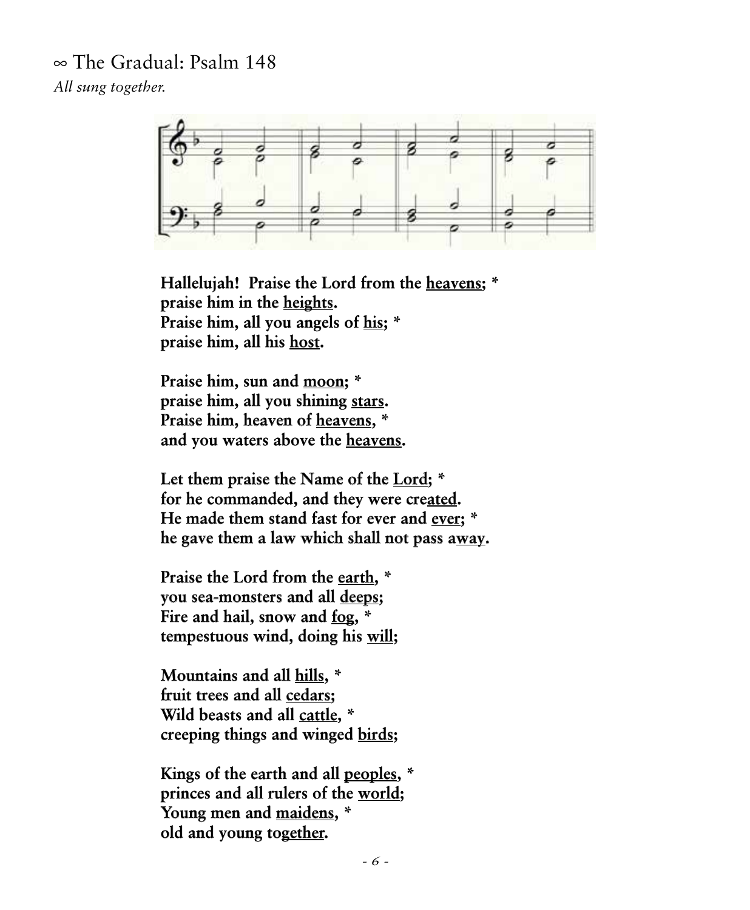∞ The Gradual: Psalm 148

*All sung together.*

**Hallelujah! Praise the Lord from the <u>heavens</u>; *
praise him in the <u>heights</u>.
Praise him, all you angels of <u>his</u>; *
praise him, all his <u>host</u>.**

**Praise him, sun and <u>moon</u>; *
praise him, all you shining <u>stars</u>.
Praise him, heaven of <u>heavens</u>, *
and you waters above the <u>heavens</u>.**

**Let them praise the Name of the <u>Lord</u>; *
for he commanded, and they were cre<u>ated</u>.
He made them stand fast for ever and <u>ever</u>; *
he gave them a law which shall not pass a<u>way</u>.**

**Praise the Lord from the <u>earth</u>, *
you sea-monsters and all <u>deeps</u>;
Fire and hail, snow and <u>fog</u>, *
tempestuous wind, doing his <u>will</u>;**

**Mountains and all <u>hills</u>, *
fruit trees and all <u>cedars</u>;
Wild beasts and all <u>cattle</u>, *
creeping things and winged <u>birds</u>;**

**Kings of the earth and all <u>peoples</u>, *
princes and all rulers of the <u>world</u>;
Young men and <u>maidens</u>, *
old and young to<u>gether</u>.**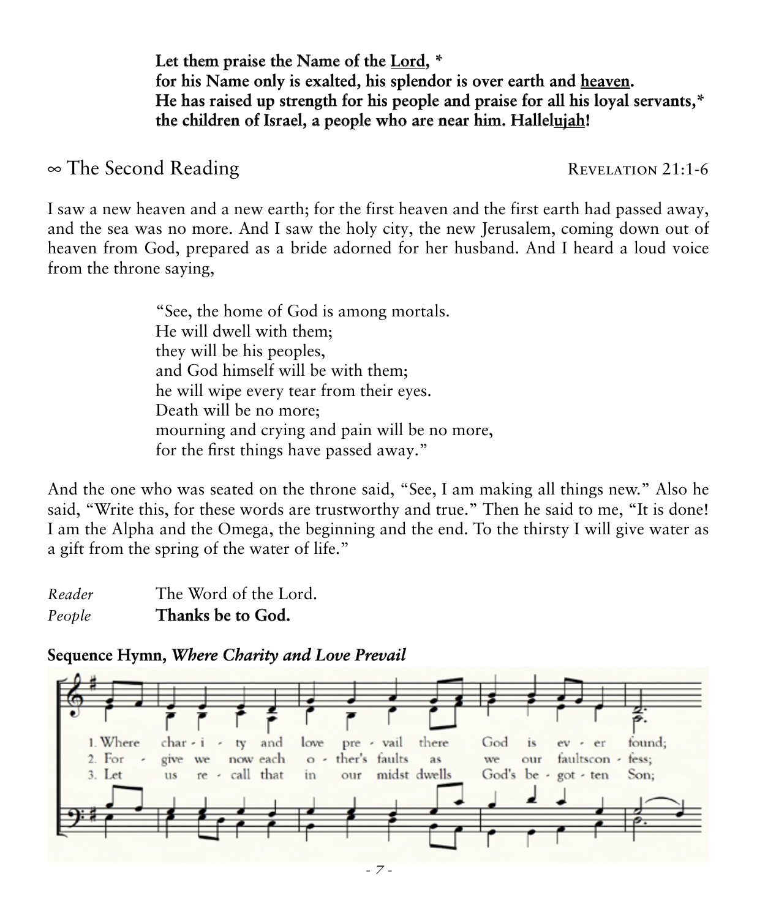**Let them praise the Name of the Lord, \***
**for his Name only is exalted, his splendor is over earth and heaven.**
**He has raised up strength for his people and praise for all his loyal servants,\***
**the children of Israel, a people who are near him. Hallelujah!**

## ∞ The Second Reading — Revelation 21:1-6

I saw a new heaven and a new earth; for the first heaven and the first earth had passed away, and the sea was no more. And I saw the holy city, the new Jerusalem, coming down out of heaven from God, prepared as a bride adorned for her husband. And I heard a loud voice from the throne saying,

> "See, the home of God is among mortals.
> He will dwell with them;
> they will be his peoples,
> and God himself will be with them;
> he will wipe every tear from their eyes.
> Death will be no more;
> mourning and crying and pain will be no more,
> for the first things have passed away."

And the one who was seated on the throne said, "See, I am making all things new." Also he said, "Write this, for these words are trustworthy and true." Then he said to me, "It is done! I am the Alpha and the Omega, the beginning and the end. To the thirsty I will give water as a gift from the spring of the water of life."

*Reader* The Word of the Lord.
*People* **Thanks be to God.**

**Sequence Hymn, *Where Charity and Love Prevail***

1. Where char - i - ty and love pre - vail there God is ev - er found;
2. For - give we now each o - ther's faults as we our faults con - fess;
3. Let us re - call that in our midst dwells God's be - got - ten Son;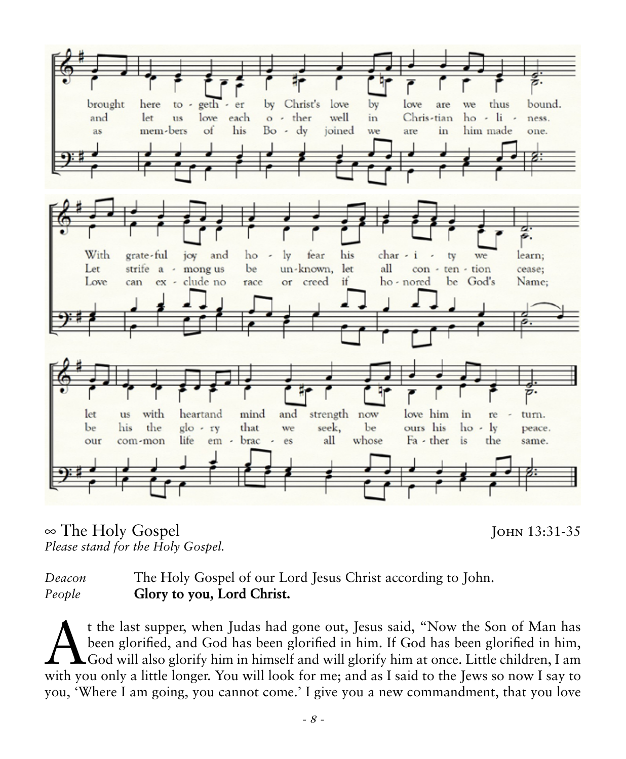brought here to - geth - er by Christ's love by love are we thus bound.
and let us love each o - ther well in Chris-tian ho - li - ness.
as mem-bers of his Bo - dy joined we are in him made one.

With grate-ful joy and ho - ly fear his char - i - ty we learn;
Let strife a - mong us be un-known, let all con - ten - tion cease;
Love can ex - clude no race or creed if ho - nored be God's Name;

let us with heart and mind and strength now love him in re - turn.
be his the glo - ry that we seek, be ours his ho - ly peace.
our com-mon life em - brac - es all whose Fa - ther is the same.

## ∞ The Holy Gospel — John 13:31-35

*Please stand for the Holy Gospel.*

*Deacon* The Holy Gospel of our Lord Jesus Christ according to John.
*People* **Glory to you, Lord Christ.**

At the last supper, when Judas had gone out, Jesus said, "Now the Son of Man has been glorified, and God has been glorified in him. If God has been glorified in him, God will also glorify him in himself and will glorify him at once. Little children, I am with you only a little longer. You will look for me; and as I said to the Jews so now I say to you, 'Where I am going, you cannot come.' I give you a new commandment, that you love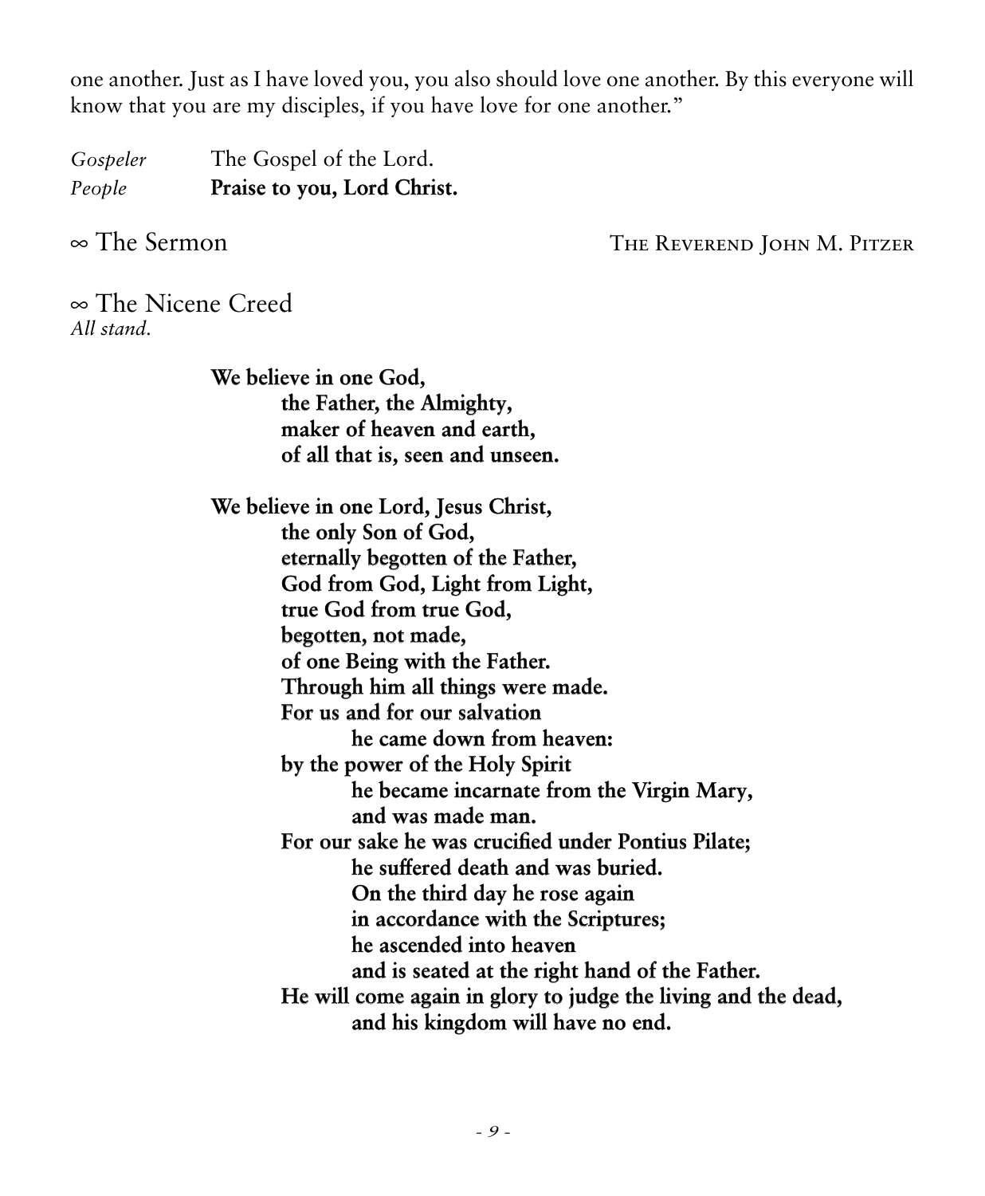one another. Just as I have loved you, you also should love one another. By this everyone will know that you are my disciples, if you have love for one another."

*Gospeler* The Gospel of the Lord.
*People* **Praise to you, Lord Christ.**

## ∞ The Sermon

The Reverend John M. Pitzer

## ∞ The Nicene Creed

*All stand.*

**We believe in one God,**
**the Father, the Almighty,**
**maker of heaven and earth,**
**of all that is, seen and unseen.**

**We believe in one Lord, Jesus Christ,**
**the only Son of God,**
**eternally begotten of the Father,**
**God from God, Light from Light,**
**true God from true God,**
**begotten, not made,**
**of one Being with the Father.**
**Through him all things were made.**
**For us and for our salvation**
**he came down from heaven:**
**by the power of the Holy Spirit**
**he became incarnate from the Virgin Mary,**
**and was made man.**
**For our sake he was crucified under Pontius Pilate;**
**he suffered death and was buried.**
**On the third day he rose again**
**in accordance with the Scriptures;**
**he ascended into heaven**
**and is seated at the right hand of the Father.**
**He will come again in glory to judge the living and the dead,**
**and his kingdom will have no end.**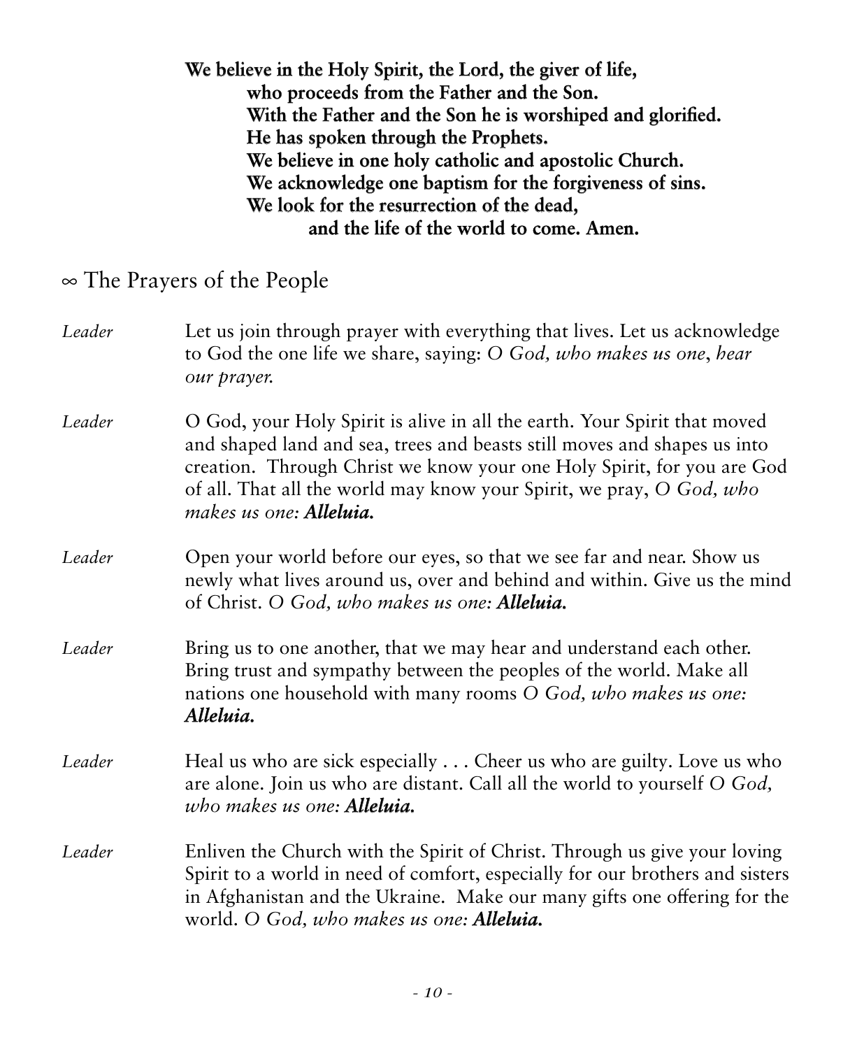**We believe in the Holy Spirit, the Lord, the giver of life,**
**who proceeds from the Father and the Son.**
**With the Father and the Son he is worshiped and glorified.**
**He has spoken through the Prophets.**
**We believe in one holy catholic and apostolic Church.**
**We acknowledge one baptism for the forgiveness of sins.**
**We look for the resurrection of the dead,**
**and the life of the world to come. Amen.**

## ∞ The Prayers of the People

*Leader* Let us join through prayer with everything that lives. Let us acknowledge to God the one life we share, saying: *O God, who makes us one*, *hear our prayer.*

*Leader* O God, your Holy Spirit is alive in all the earth. Your Spirit that moved and shaped land and sea, trees and beasts still moves and shapes us into creation. Through Christ we know your one Holy Spirit, for you are God of all. That all the world may know your Spirit, we pray, *O God, who makes us one:* ***Alleluia.***

*Leader* Open your world before our eyes, so that we see far and near. Show us newly what lives around us, over and behind and within. Give us the mind of Christ. *O God, who makes us one:* ***Alleluia.***

*Leader* Bring us to one another, that we may hear and understand each other. Bring trust and sympathy between the peoples of the world. Make all nations one household with many rooms *O God, who makes us one:* ***Alleluia.***

*Leader* Heal us who are sick especially . . . Cheer us who are guilty. Love us who are alone. Join us who are distant. Call all the world to yourself *O God, who makes us one:* ***Alleluia.***

*Leader* Enliven the Church with the Spirit of Christ. Through us give your loving Spirit to a world in need of comfort, especially for our brothers and sisters in Afghanistan and the Ukraine. Make our many gifts one offering for the world. *O God, who makes us one:* ***Alleluia.***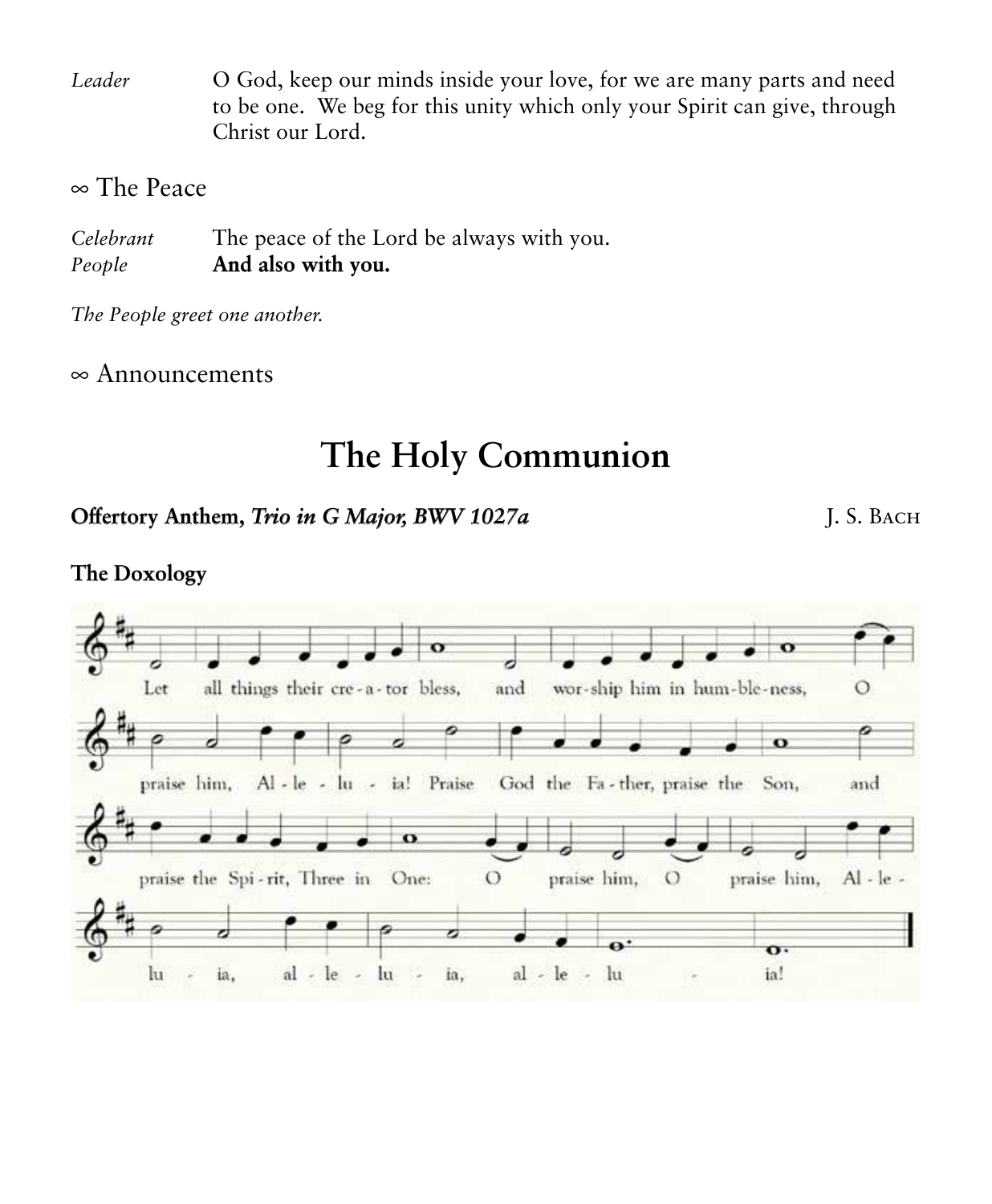*Leader* O God, keep our minds inside your love, for we are many parts and need to be one. We beg for this unity which only your Spirit can give, through Christ our Lord.

## ∞ The Peace

*Celebrant* The peace of the Lord be always with you.
*People* **And also with you.**

*The People greet one another.*

## ∞ Announcements

# The Holy Communion

**Offertory Anthem, *Trio in G Major, BWV 1027a*** J. S. Bach

**The Doxology**

Let all things their cre-a-tor bless, and wor-ship him in hum-ble-ness, O praise him, Al-le-lu-ia! Praise God the Fa-ther, praise the Son, and praise the Spi-rit, Three in One: O praise him, O praise him, Al-le-lu-ia, al-le-lu-ia, al-le-lu-ia!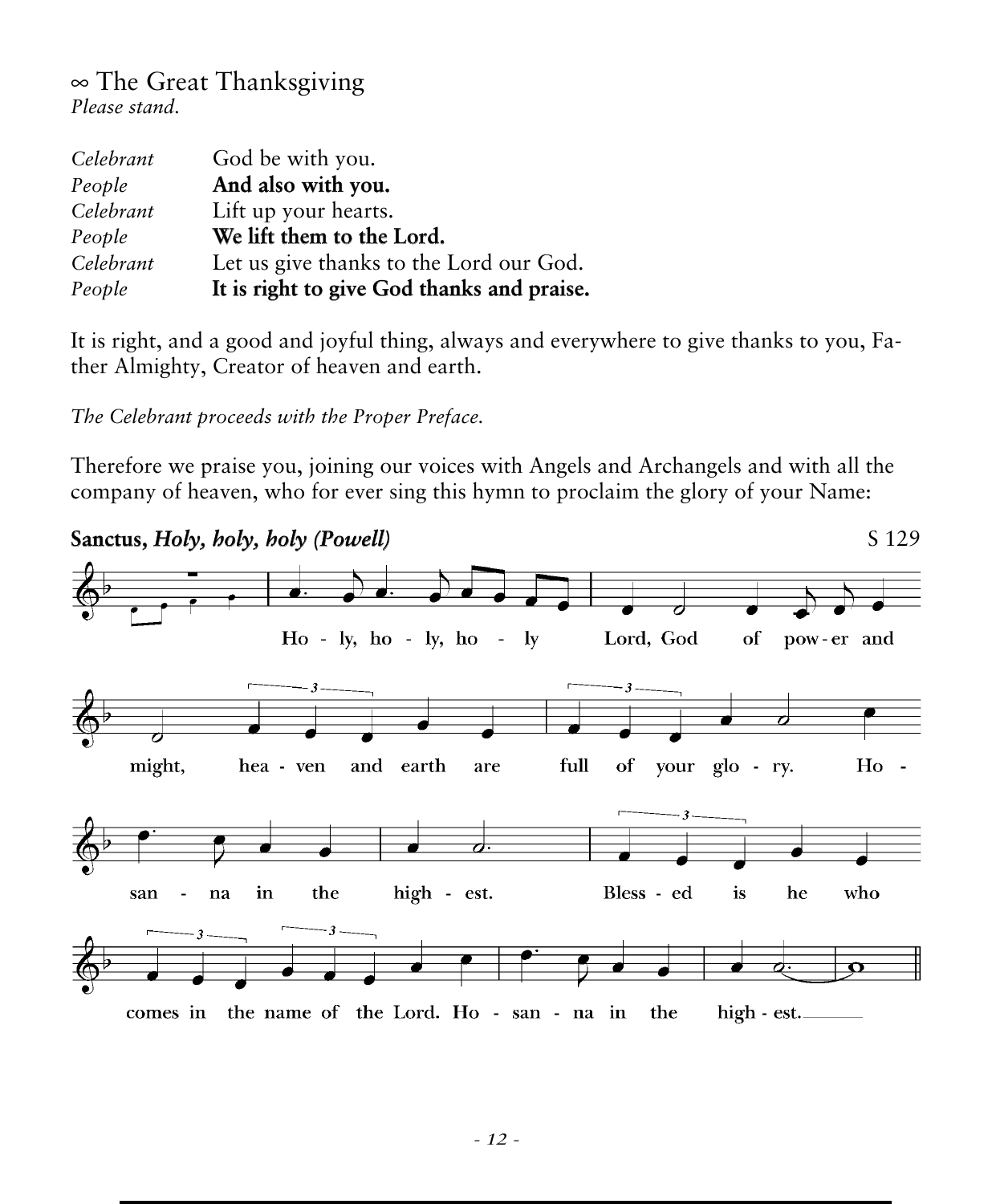## ∞ The Great Thanksgiving

*Please stand.*

| | |
|---|---|
| *Celebrant* | God be with you. |
| *People* | **And also with you.** |
| *Celebrant* | Lift up your hearts. |
| *People* | **We lift them to the Lord.** |
| *Celebrant* | Let us give thanks to the Lord our God. |
| *People* | **It is right to give God thanks and praise.** |

It is right, and a good and joyful thing, always and everywhere to give thanks to you, Father Almighty, Creator of heaven and earth.

*The Celebrant proceeds with the Proper Preface.*

Therefore we praise you, joining our voices with Angels and Archangels and with all the company of heaven, who for ever sing this hymn to proclaim the glory of your Name:

**Sanctus, *Holy, holy, holy (Powell)*** S 129

Ho - ly, ho - ly, ho - ly Lord, God of pow - er and might, hea - ven and earth are full of your glo - ry. Ho - san - na in the high - est. Bless - ed is he who comes in the name of the Lord. Ho - san - na in the high - est.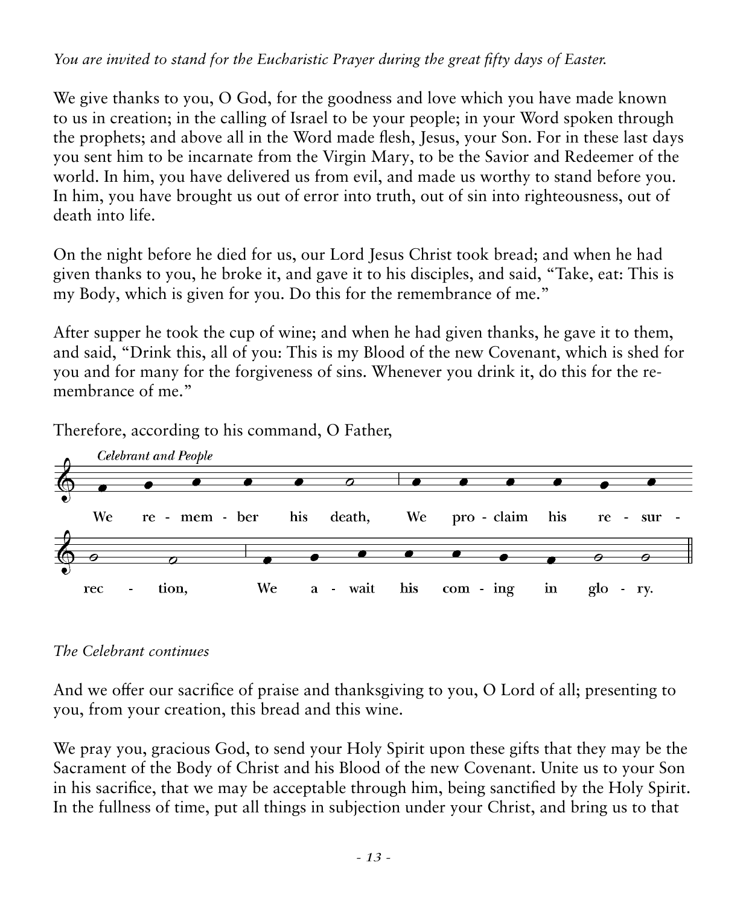*You are invited to stand for the Eucharistic Prayer during the great fifty days of Easter.*

We give thanks to you, O God, for the goodness and love which you have made known to us in creation; in the calling of Israel to be your people; in your Word spoken through the prophets; and above all in the Word made flesh, Jesus, your Son. For in these last days you sent him to be incarnate from the Virgin Mary, to be the Savior and Redeemer of the world. In him, you have delivered us from evil, and made us worthy to stand before you. In him, you have brought us out of error into truth, out of sin into righteousness, out of death into life.

On the night before he died for us, our Lord Jesus Christ took bread; and when he had given thanks to you, he broke it, and gave it to his disciples, and said, "Take, eat: This is my Body, which is given for you. Do this for the remembrance of me."

After supper he took the cup of wine; and when he had given thanks, he gave it to them, and said, "Drink this, all of you: This is my Blood of the new Covenant, which is shed for you and for many for the forgiveness of sins. Whenever you drink it, do this for the remembrance of me."

Therefore, according to his command, O Father,

*Celebrant and People*

We remember his death, We proclaim his resurrection, We await his coming in glory.

*The Celebrant continues*

And we offer our sacrifice of praise and thanksgiving to you, O Lord of all; presenting to you, from your creation, this bread and this wine.

We pray you, gracious God, to send your Holy Spirit upon these gifts that they may be the Sacrament of the Body of Christ and his Blood of the new Covenant. Unite us to your Son in his sacrifice, that we may be acceptable through him, being sanctified by the Holy Spirit. In the fullness of time, put all things in subjection under your Christ, and bring us to that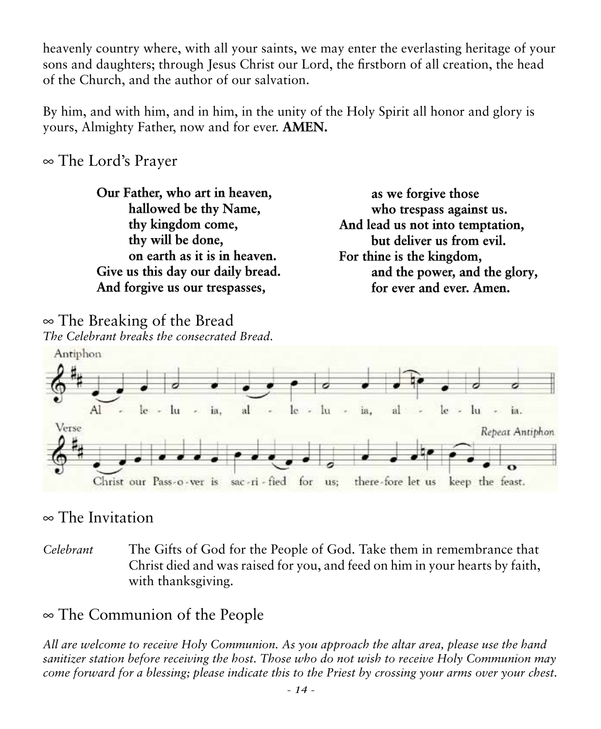heavenly country where, with all your saints, we may enter the everlasting heritage of your sons and daughters; through Jesus Christ our Lord, the firstborn of all creation, the head of the Church, and the author of our salvation.

By him, and with him, and in him, in the unity of the Holy Spirit all honor and glory is yours, Almighty Father, now and for ever. **AMEN.**

## ∞ The Lord's Prayer

**Our Father, who art in heaven,**
**hallowed be thy Name,**
**thy kingdom come,**
**thy will be done,**
**on earth as it is in heaven.**
**Give us this day our daily bread.**
**And forgive us our trespasses,**
**as we forgive those**
**who trespass against us.**
**And lead us not into temptation,**
**but deliver us from evil.**
**For thine is the kingdom,**
**and the power, and the glory,**
**for ever and ever. Amen.**

## ∞ The Breaking of the Bread

*The Celebrant breaks the consecrated Bread.*

Antiphon

Al - le - lu - ia, al - le - lu - ia, al - le - lu - ia.

Verse

Christ our Pass-o-ver is sac-ri-fied for us; there-fore let us keep the feast.

*Repeat Antiphon*

## ∞ The Invitation

*Celebrant* The Gifts of God for the People of God. Take them in remembrance that Christ died and was raised for you, and feed on him in your hearts by faith, with thanksgiving.

## ∞ The Communion of the People

*All are welcome to receive Holy Communion. As you approach the altar area, please use the hand sanitizer station before receiving the host. Those who do not wish to receive Holy Communion may come forward for a blessing; please indicate this to the Priest by crossing your arms over your chest.*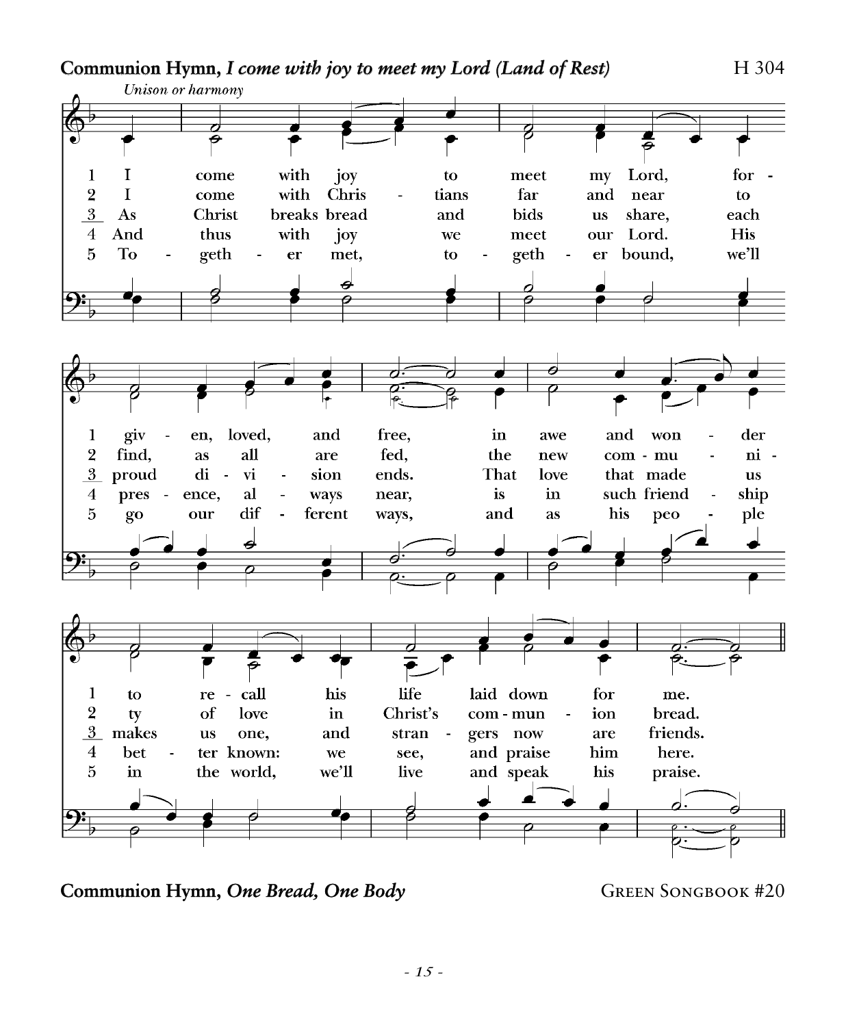**Communion Hymn, *I come with joy to meet my Lord (Land of Rest)*** H 304

*Unison or harmony*

1. I come with joy to meet my Lord, forgiven, loved, and free, in awe and wonder to recall his life laid down for me.
2. I come with Christians far and near to find, as all are fed, the new community of love in Christ's communion bread.
3. As Christ breaks bread and bids us share, each proud division ends. That love that made us makes us one, and strangers now are friends.
4. And thus with joy we meet our Lord. His presence, always near, is in such friendship better known: we see, and praise him here.
5. Together met, together bound, we'll go our different ways, and as his people in the world, we'll live and speak his praise.

**Communion Hymn, *One Bread, One Body*** Green Songbook #20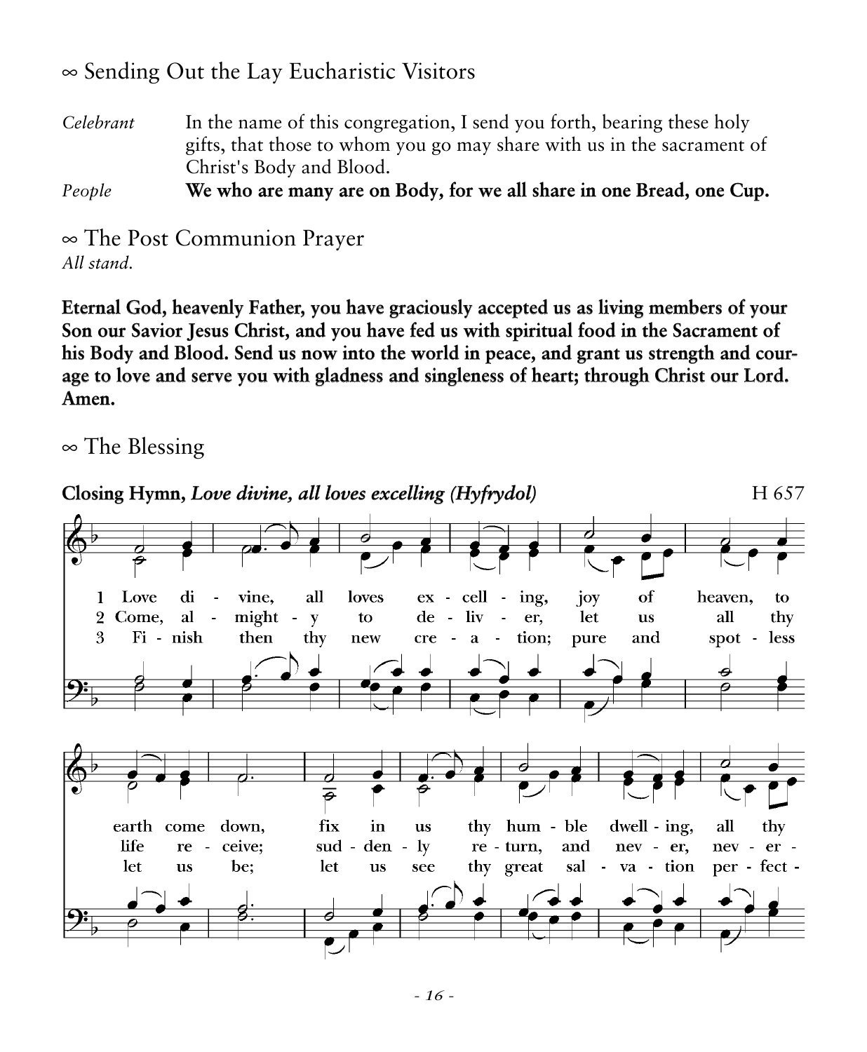∞ Sending Out the Lay Eucharistic Visitors

*Celebrant* In the name of this congregation, I send you forth, bearing these holy gifts, that those to whom you go may share with us in the sacrament of Christ's Body and Blood.

*People* **We who are many are on Body, for we all share in one Bread, one Cup.**

∞ The Post Communion Prayer

*All stand.*

**Eternal God, heavenly Father, you have graciously accepted us as living members of your Son our Savior Jesus Christ, and you have fed us with spiritual food in the Sacrament of his Body and Blood. Send us now into the world in peace, and grant us strength and courage to love and serve you with gladness and singleness of heart; through Christ our Lord. Amen.**

∞ The Blessing

**Closing Hymn, *Love divine, all loves excelling (Hyfrydol)*** H 657

1 Love divine, all loves excelling, joy of heaven, to earth come down, fix in us thy humble dwelling, all thy

2 Come, almighty to deliver, let us all thy life receive; suddenly return, and never, never-

3 Finish then thy new creation; pure and spotless let us be; let us see thy great salvation perfect-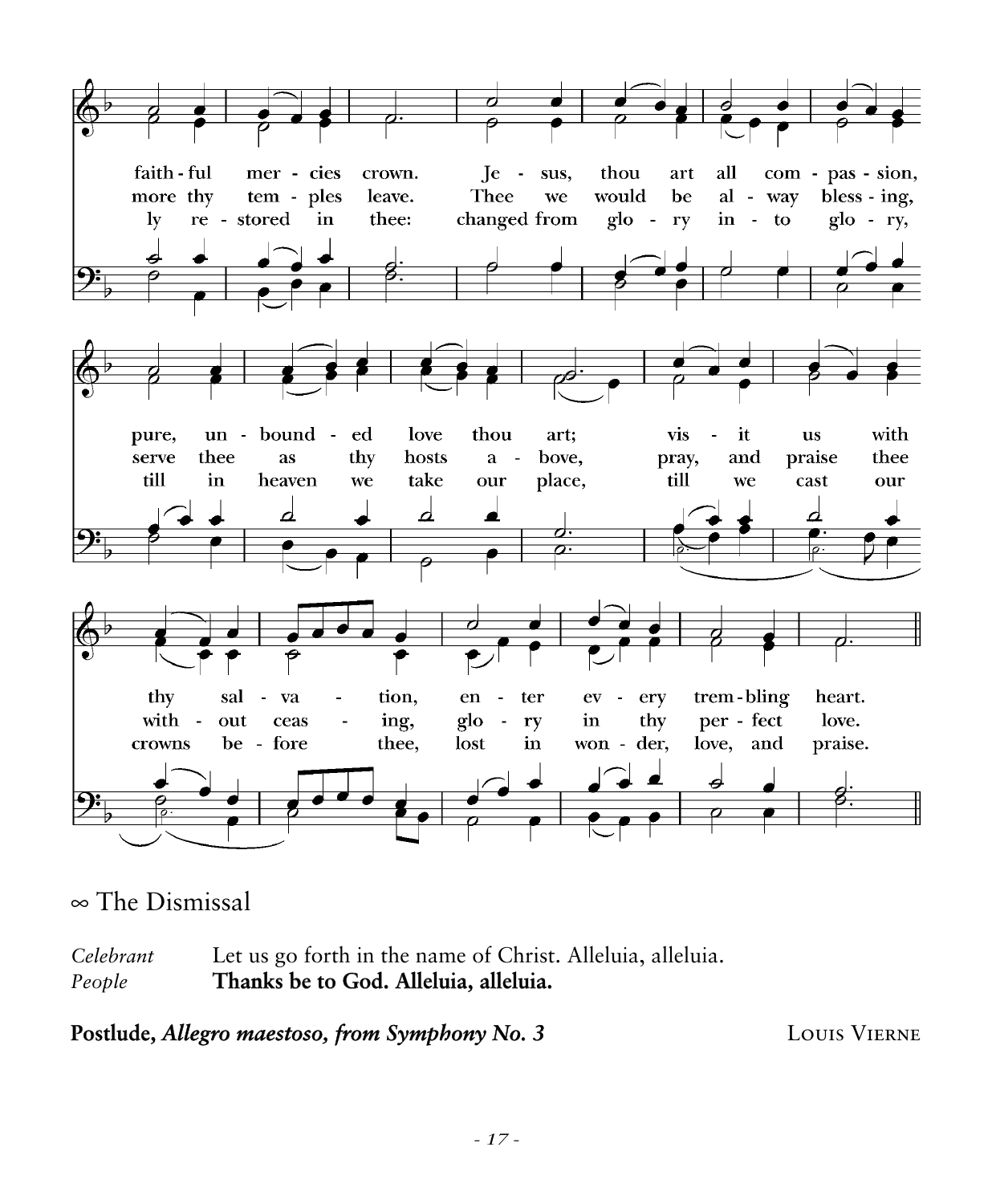faith-ful mer-cies crown. Je-sus, thou art all com-pas-sion,
more thy tem-ples leave. Thee we would be al-way bless-ing,
ly re-stored in thee: changed from glo-ry in-to glo-ry,

pure, un-bound-ed love thou art; vis-it us with
serve thee as thy hosts a-bove, pray, and praise thee
till in heaven we take our place, till we cast our

thy sal-va-tion, en-ter ev-ery trem-bling heart.
with-out ceas-ing, glo-ry in thy per-fect love.
crowns be-fore thee, lost in won-der, love, and praise.

∞ The Dismissal

*Celebrant* Let us go forth in the name of Christ. Alleluia, alleluia.
*People* **Thanks be to God. Alleluia, alleluia.**

**Postlude, *Allegro maestoso, from Symphony No. 3*** Louis Vierne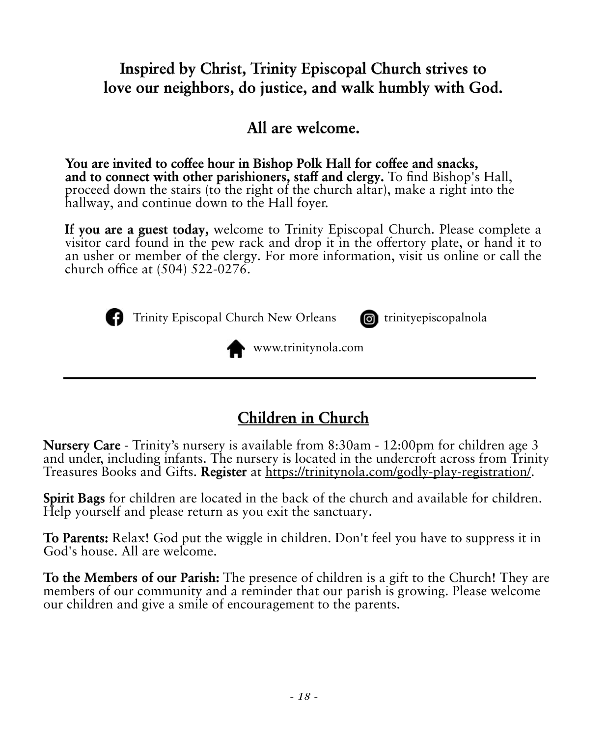**Inspired by Christ, Trinity Episcopal Church strives to love our neighbors, do justice, and walk humbly with God.**

**All are welcome.**

**You are invited to coffee hour in Bishop Polk Hall for coffee and snacks, and to connect with other parishioners, staff and clergy.** To find Bishop's Hall, proceed down the stairs (to the right of the church altar), make a right into the hallway, and continue down to the Hall foyer.

**If you are a guest today,** welcome to Trinity Episcopal Church. Please complete a visitor card found in the pew rack and drop it in the offertory plate, or hand it to an usher or member of the clergy. For more information, visit us online or call the church office at (504) 522-0276.

Trinity Episcopal Church New Orleans    trinityepiscopalnola

www.trinitynola.com

---

## Children in Church

**Nursery Care** - Trinity's nursery is available from 8:30am - 12:00pm for children age 3 and under, including infants. The nursery is located in the undercroft across from Trinity Treasures Books and Gifts. **Register** at https://trinitynola.com/godly-play-registration/.

**Spirit Bags** for children are located in the back of the church and available for children. Help yourself and please return as you exit the sanctuary.

**To Parents:** Relax! God put the wiggle in children. Don't feel you have to suppress it in God's house. All are welcome.

**To the Members of our Parish:** The presence of children is a gift to the Church! They are members of our community and a reminder that our parish is growing. Please welcome our children and give a smile of encouragement to the parents.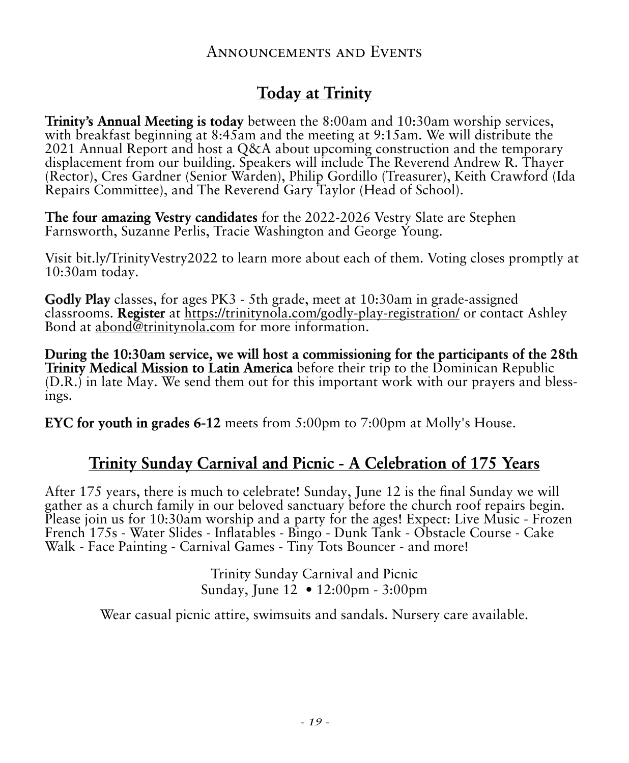# Announcements and Events

## Today at Trinity

**Trinity's Annual Meeting is today** between the 8:00am and 10:30am worship services, with breakfast beginning at 8:45am and the meeting at 9:15am. We will distribute the 2021 Annual Report and host a Q&A about upcoming construction and the temporary displacement from our building. Speakers will include The Reverend Andrew R. Thayer (Rector), Cres Gardner (Senior Warden), Philip Gordillo (Treasurer), Keith Crawford (Ida Repairs Committee), and The Reverend Gary Taylor (Head of School).

**The four amazing Vestry candidates** for the 2022-2026 Vestry Slate are Stephen Farnsworth, Suzanne Perlis, Tracie Washington and George Young.

Visit bit.ly/TrinityVestry2022 to learn more about each of them. Voting closes promptly at 10:30am today.

**Godly Play** classes, for ages PK3 - 5th grade, meet at 10:30am in grade-assigned classrooms. **Register** at https://trinitynola.com/godly-play-registration/ or contact Ashley Bond at abond@trinitynola.com for more information.

**During the 10:30am service, we will host a commissioning for the participants of the 28th Trinity Medical Mission to Latin America** before their trip to the Dominican Republic (D.R.) in late May. We send them out for this important work with our prayers and blessings.

**EYC for youth in grades 6-12** meets from 5:00pm to 7:00pm at Molly's House.

## Trinity Sunday Carnival and Picnic - A Celebration of 175 Years

After 175 years, there is much to celebrate! Sunday, June 12 is the final Sunday we will gather as a church family in our beloved sanctuary before the church roof repairs begin. Please join us for 10:30am worship and a party for the ages! Expect: Live Music - Frozen French 175s - Water Slides - Inflatables - Bingo - Dunk Tank - Obstacle Course - Cake Walk - Face Painting - Carnival Games - Tiny Tots Bouncer - and more!

Trinity Sunday Carnival and Picnic
Sunday, June 12 • 12:00pm - 3:00pm

Wear casual picnic attire, swimsuits and sandals. Nursery care available.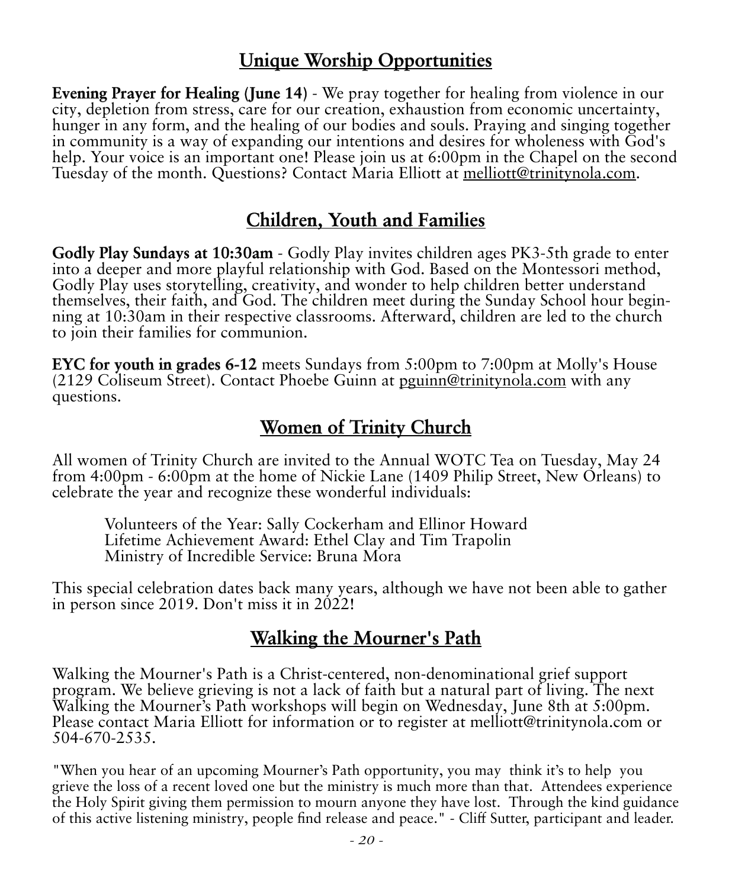## Unique Worship Opportunities

**Evening Prayer for Healing (June 14)** - We pray together for healing from violence in our city, depletion from stress, care for our creation, exhaustion from economic uncertainty, hunger in any form, and the healing of our bodies and souls. Praying and singing together in community is a way of expanding our intentions and desires for wholeness with God's help. Your voice is an important one! Please join us at 6:00pm in the Chapel on the second Tuesday of the month. Questions? Contact Maria Elliott at melliott@trinitynola.com.

## Children, Youth and Families

**Godly Play Sundays at 10:30am** - Godly Play invites children ages PK3-5th grade to enter into a deeper and more playful relationship with God. Based on the Montessori method, Godly Play uses storytelling, creativity, and wonder to help children better understand themselves, their faith, and God. The children meet during the Sunday School hour beginning at 10:30am in their respective classrooms. Afterward, children are led to the church to join their families for communion.

**EYC for youth in grades 6-12** meets Sundays from 5:00pm to 7:00pm at Molly's House (2129 Coliseum Street). Contact Phoebe Guinn at pguinn@trinitynola.com with any questions.

## Women of Trinity Church

All women of Trinity Church are invited to the Annual WOTC Tea on Tuesday, May 24 from 4:00pm - 6:00pm at the home of Nickie Lane (1409 Philip Street, New Orleans) to celebrate the year and recognize these wonderful individuals:

Volunteers of the Year: Sally Cockerham and Ellinor Howard
Lifetime Achievement Award: Ethel Clay and Tim Trapolin
Ministry of Incredible Service: Bruna Mora

This special celebration dates back many years, although we have not been able to gather in person since 2019. Don't miss it in 2022!

## Walking the Mourner's Path

Walking the Mourner's Path is a Christ-centered, non-denominational grief support program. We believe grieving is not a lack of faith but a natural part of living. The next Walking the Mourner's Path workshops will begin on Wednesday, June 8th at 5:00pm. Please contact Maria Elliott for information or to register at melliott@trinitynola.com or 504-670-2535.

"When you hear of an upcoming Mourner's Path opportunity, you may think it's to help you grieve the loss of a recent loved one but the ministry is much more than that. Attendees experience the Holy Spirit giving them permission to mourn anyone they have lost. Through the kind guidance of this active listening ministry, people find release and peace." - Cliff Sutter, participant and leader.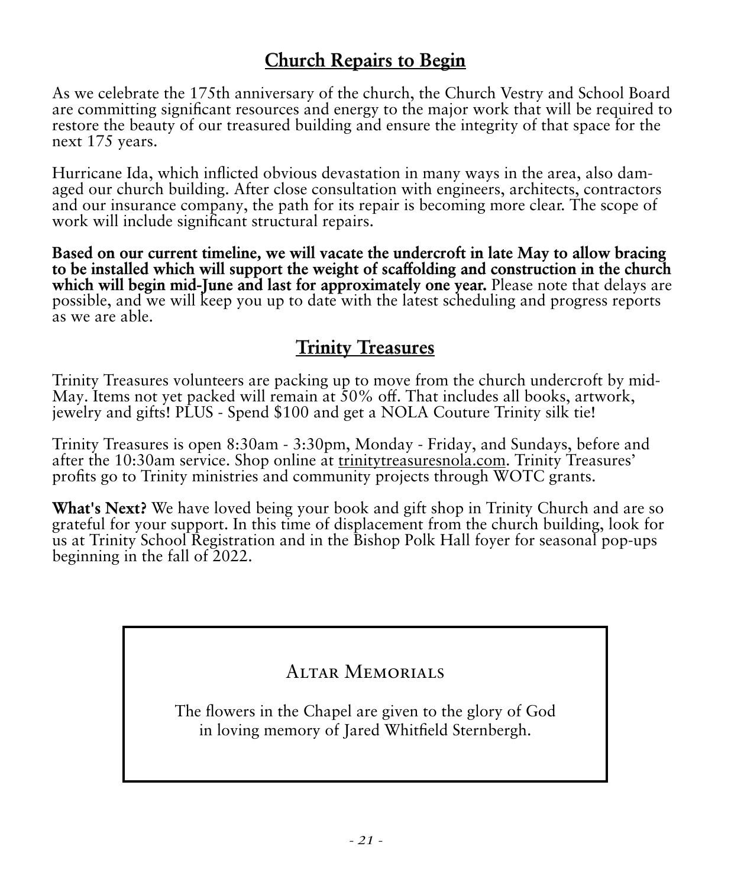## Church Repairs to Begin

As we celebrate the 175th anniversary of the church, the Church Vestry and School Board are committing significant resources and energy to the major work that will be required to restore the beauty of our treasured building and ensure the integrity of that space for the next 175 years.

Hurricane Ida, which inflicted obvious devastation in many ways in the area, also damaged our church building. After close consultation with engineers, architects, contractors and our insurance company, the path for its repair is becoming more clear. The scope of work will include significant structural repairs.

**Based on our current timeline, we will vacate the undercroft in late May to allow bracing to be installed which will support the weight of scaffolding and construction in the church which will begin mid-June and last for approximately one year.** Please note that delays are possible, and we will keep you up to date with the latest scheduling and progress reports as we are able.

## Trinity Treasures

Trinity Treasures volunteers are packing up to move from the church undercroft by mid-May. Items not yet packed will remain at 50% off. That includes all books, artwork, jewelry and gifts! PLUS - Spend $100 and get a NOLA Couture Trinity silk tie!

Trinity Treasures is open 8:30am - 3:30pm, Monday - Friday, and Sundays, before and after the 10:30am service. Shop online at trinitytreasuresnola.com. Trinity Treasures' profits go to Trinity ministries and community projects through WOTC grants.

**What's Next?** We have loved being your book and gift shop in Trinity Church and are so grateful for your support. In this time of displacement from the church building, look for us at Trinity School Registration and in the Bishop Polk Hall foyer for seasonal pop-ups beginning in the fall of 2022.

### Altar Memorials

The flowers in the Chapel are given to the glory of God
in loving memory of Jared Whitfield Sternbergh.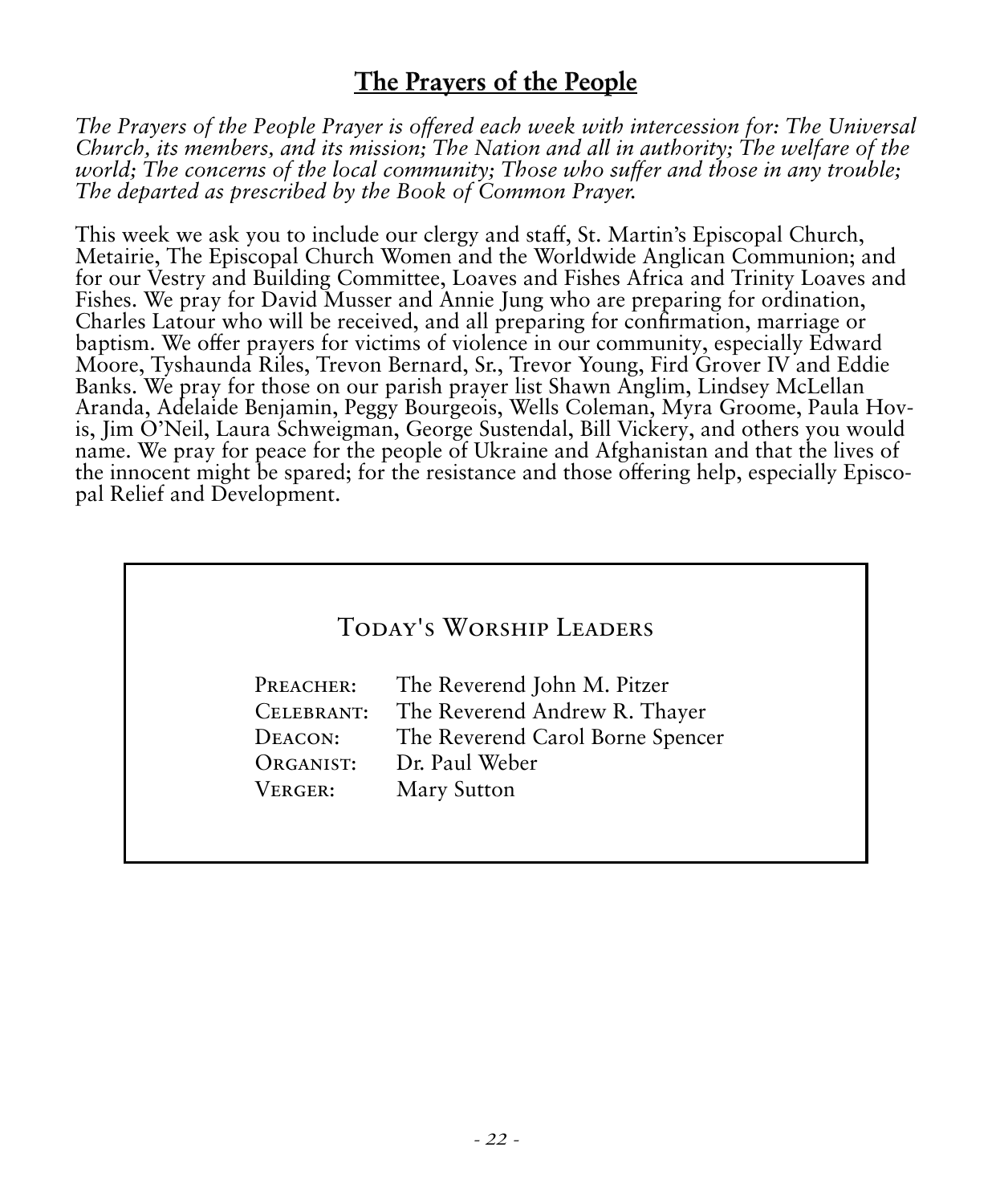## **The Prayers of the People**

*The Prayers of the People Prayer is offered each week with intercession for: The Universal Church, its members, and its mission; The Nation and all in authority; The welfare of the world; The concerns of the local community; Those who suffer and those in any trouble; The departed as prescribed by the Book of Common Prayer.*

This week we ask you to include our clergy and staff, St. Martin's Episcopal Church, Metairie, The Episcopal Church Women and the Worldwide Anglican Communion; and for our Vestry and Building Committee, Loaves and Fishes Africa and Trinity Loaves and Fishes. We pray for David Musser and Annie Jung who are preparing for ordination, Charles Latour who will be received, and all preparing for confirmation, marriage or baptism. We offer prayers for victims of violence in our community, especially Edward Moore, Tyshaunda Riles, Trevon Bernard, Sr., Trevor Young, Fird Grover IV and Eddie Banks. We pray for those on our parish prayer list Shawn Anglim, Lindsey McLellan Aranda, Adelaide Benjamin, Peggy Bourgeois, Wells Coleman, Myra Groome, Paula Hovis, Jim O'Neil, Laura Schweigman, George Sustendal, Bill Vickery, and others you would name. We pray for peace for the people of Ukraine and Afghanistan and that the lives of the innocent might be spared; for the resistance and those offering help, especially Episcopal Relief and Development.

### Today's Worship Leaders

| | |
|---|---|
| Preacher: | The Reverend John M. Pitzer |
| Celebrant: | The Reverend Andrew R. Thayer |
| Deacon: | The Reverend Carol Borne Spencer |
| Organist: | Dr. Paul Weber |
| Verger: | Mary Sutton |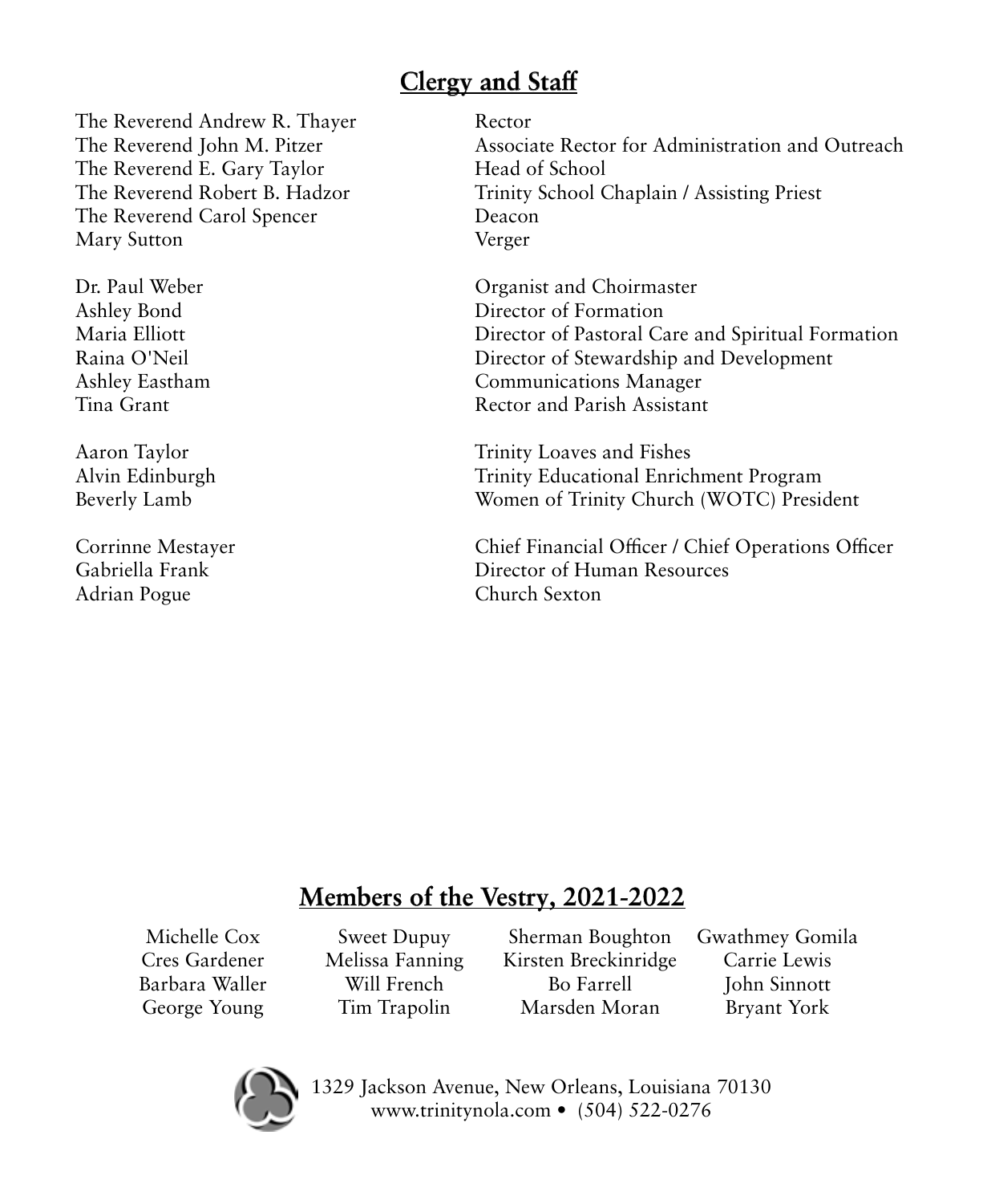## Clergy and Staff

| | |
|---|---|
| The Reverend Andrew R. Thayer | Rector |
| The Reverend John M. Pitzer | Associate Rector for Administration and Outreach |
| The Reverend E. Gary Taylor | Head of School |
| The Reverend Robert B. Hadzor | Trinity School Chaplain / Assisting Priest |
| The Reverend Carol Spencer | Deacon |
| Mary Sutton | Verger |
| Dr. Paul Weber | Organist and Choirmaster |
| Ashley Bond | Director of Formation |
| Maria Elliott | Director of Pastoral Care and Spiritual Formation |
| Raina O'Neil | Director of Stewardship and Development |
| Ashley Eastham | Communications Manager |
| Tina Grant | Rector and Parish Assistant |
| Aaron Taylor | Trinity Loaves and Fishes |
| Alvin Edinburgh | Trinity Educational Enrichment Program |
| Beverly Lamb | Women of Trinity Church (WOTC) President |
| Corrinne Mestayer | Chief Financial Officer / Chief Operations Officer |
| Gabriella Frank | Director of Human Resources |
| Adrian Pogue | Church Sexton |

## Members of the Vestry, 2021-2022

| | | | |
|---|---|---|---|
| Michelle Cox | Sweet Dupuy | Sherman Boughton | Gwathmey Gomila |
| Cres Gardener | Melissa Fanning | Kirsten Breckinridge | Carrie Lewis |
| Barbara Waller | Will French | Bo Farrell | John Sinnott |
| George Young | Tim Trapolin | Marsden Moran | Bryant York |

1329 Jackson Avenue, New Orleans, Louisiana 70130
www.trinitynola.com • (504) 522-0276